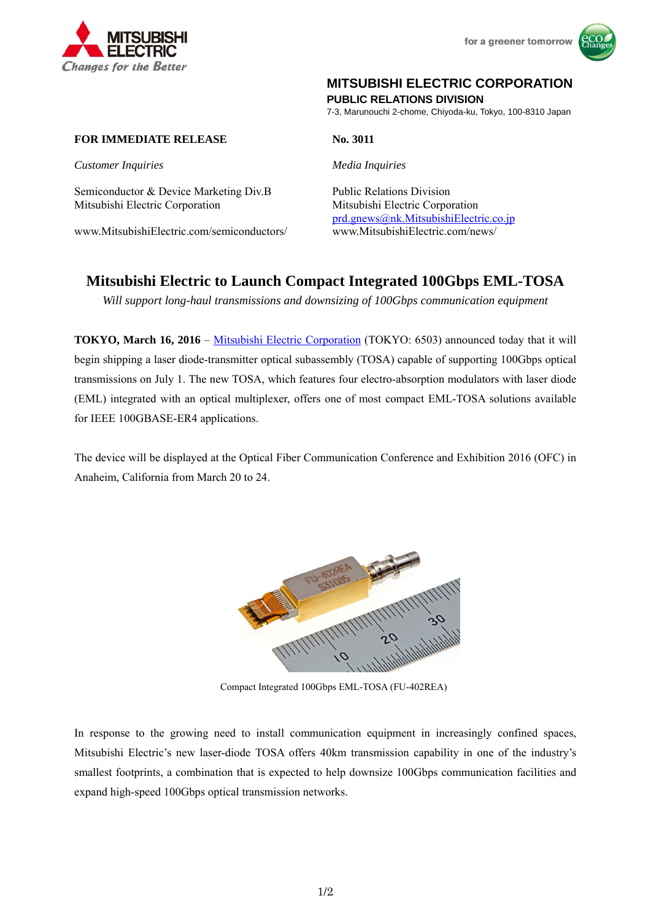**MITSUBISHI ELECTRIC CORPORATION**
**PUBLIC RELATIONS DIVISION**
7-3, Marunouchi 2-chome, Chiyoda-ku, Tokyo, 100-8310 Japan

**FOR IMMEDIATE RELEASE**

**No. 3011**

*Customer Inquiries*

Semiconductor & Device Marketing Div.B
Mitsubishi Electric Corporation

www.MitsubishiElectric.com/semiconductors/

*Media Inquiries*

Public Relations Division
Mitsubishi Electric Corporation
prd.gnews@nk.MitsubishiElectric.co.jp
www.MitsubishiElectric.com/news/

# Mitsubishi Electric to Launch Compact Integrated 100Gbps EML-TOSA

*Will support long-haul transmissions and downsizing of 100Gbps communication equipment*

**TOKYO, March 16, 2016** – Mitsubishi Electric Corporation (TOKYO: 6503) announced today that it will begin shipping a laser diode-transmitter optical subassembly (TOSA) capable of supporting 100Gbps optical transmissions on July 1. The new TOSA, which features four electro-absorption modulators with laser diode (EML) integrated with an optical multiplexer, offers one of most compact EML-TOSA solutions available for IEEE 100GBASE-ER4 applications.

The device will be displayed at the Optical Fiber Communication Conference and Exhibition 2016 (OFC) in Anaheim, California from March 20 to 24.

Compact Integrated 100Gbps EML-TOSA (FU-402REA)

In response to the growing need to install communication equipment in increasingly confined spaces, Mitsubishi Electric's new laser-diode TOSA offers 40km transmission capability in one of the industry's smallest footprints, a combination that is expected to help downsize 100Gbps communication facilities and expand high-speed 100Gbps optical transmission networks.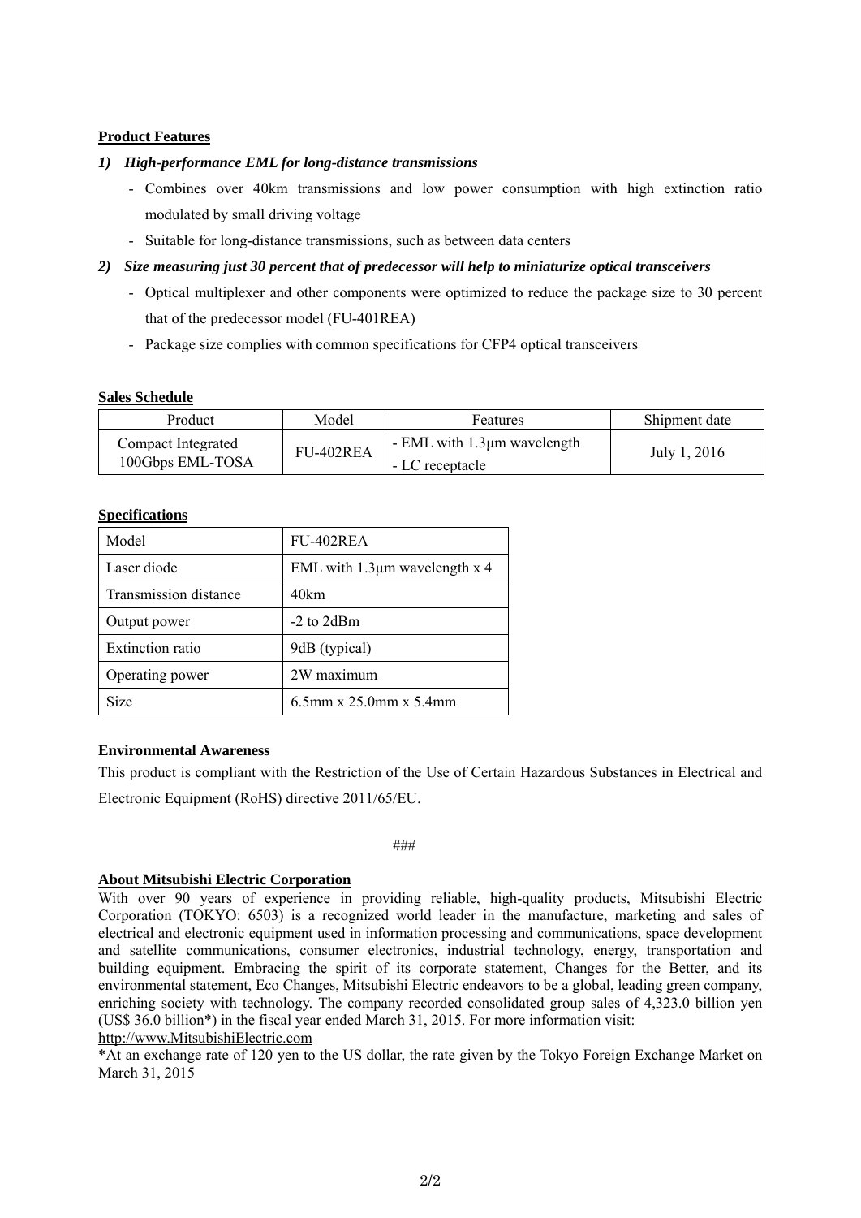**Product Features**

***1) High-performance EML for long-distance transmissions***

- Combines over 40km transmissions and low power consumption with high extinction ratio modulated by small driving voltage
- Suitable for long-distance transmissions, such as between data centers

***2) Size measuring just 30 percent that of predecessor will help to miniaturize optical transceivers***

- Optical multiplexer and other components were optimized to reduce the package size to 30 percent that of the predecessor model (FU-401REA)
- Package size complies with common specifications for CFP4 optical transceivers

**Sales Schedule**

| Product | Model | Features | Shipment date |
| --- | --- | --- | --- |
| Compact Integrated 100Gbps EML-TOSA | FU-402REA | - EML with 1.3µm wavelength<br>- LC receptacle | July 1, 2016 |

**Specifications**

| | |
| --- | --- |
| Model | FU-402REA |
| Laser diode | EML with 1.3µm wavelength x 4 |
| Transmission distance | 40km |
| Output power | -2 to 2dBm |
| Extinction ratio | 9dB (typical) |
| Operating power | 2W maximum |
| Size | 6.5mm x 25.0mm x 5.4mm |

**Environmental Awareness**

This product is compliant with the Restriction of the Use of Certain Hazardous Substances in Electrical and Electronic Equipment (RoHS) directive 2011/65/EU.

###

**About Mitsubishi Electric Corporation**

With over 90 years of experience in providing reliable, high-quality products, Mitsubishi Electric Corporation (TOKYO: 6503) is a recognized world leader in the manufacture, marketing and sales of electrical and electronic equipment used in information processing and communications, space development and satellite communications, consumer electronics, industrial technology, energy, transportation and building equipment. Embracing the spirit of its corporate statement, Changes for the Better, and its environmental statement, Eco Changes, Mitsubishi Electric endeavors to be a global, leading green company, enriching society with technology. The company recorded consolidated group sales of 4,323.0 billion yen (US$ 36.0 billion*) in the fiscal year ended March 31, 2015. For more information visit: http://www.MitsubishiElectric.com

*At an exchange rate of 120 yen to the US dollar, the rate given by the Tokyo Foreign Exchange Market on March 31, 2015